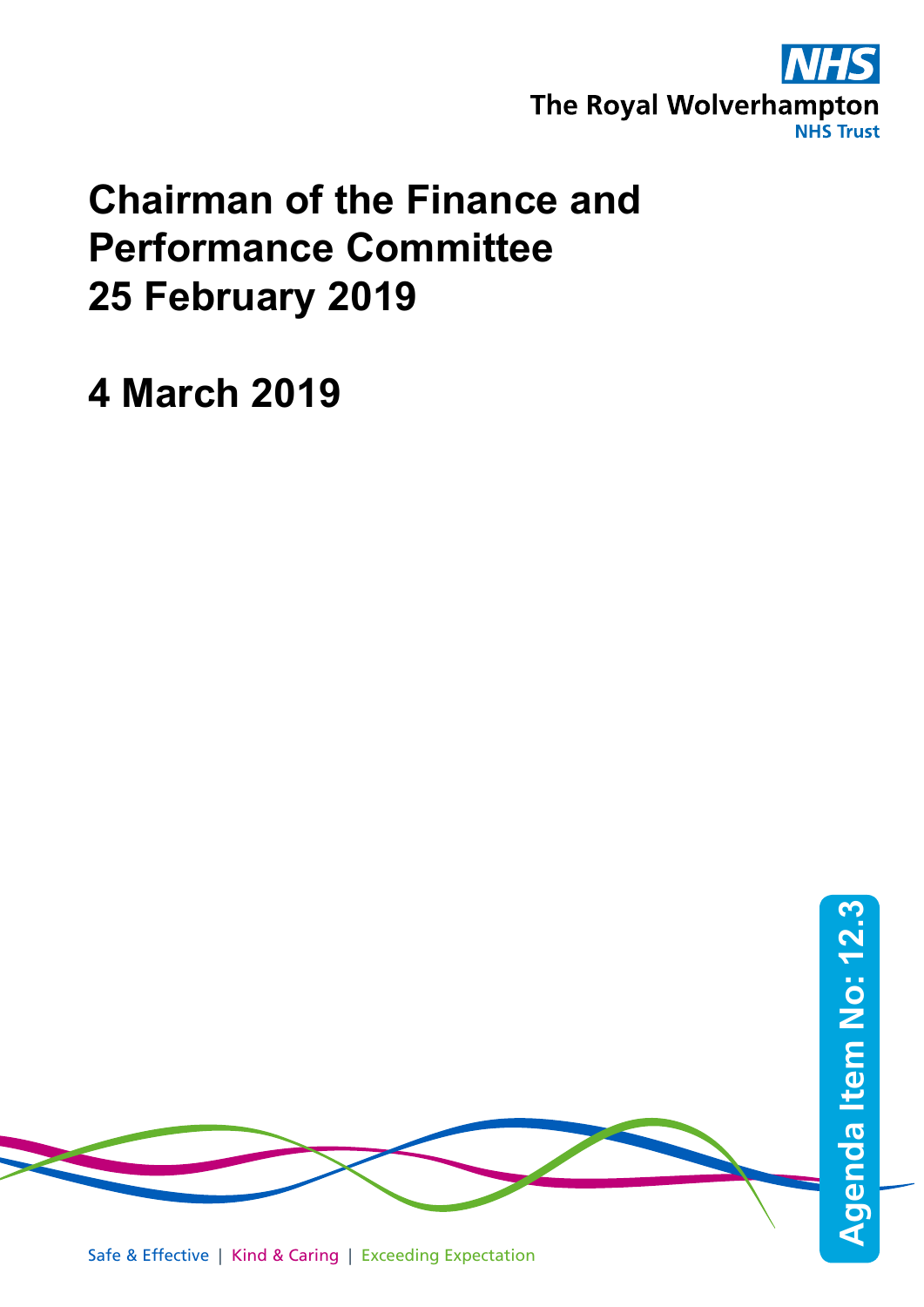The Royal Wolverhampton NHS Trust

# Chairman of the Finance and Performance Committee 25 February 2019

## 4 March 2019

Agenda Item No: 12.3

Safe & Effective | Kind & Caring | Exceeding Expectation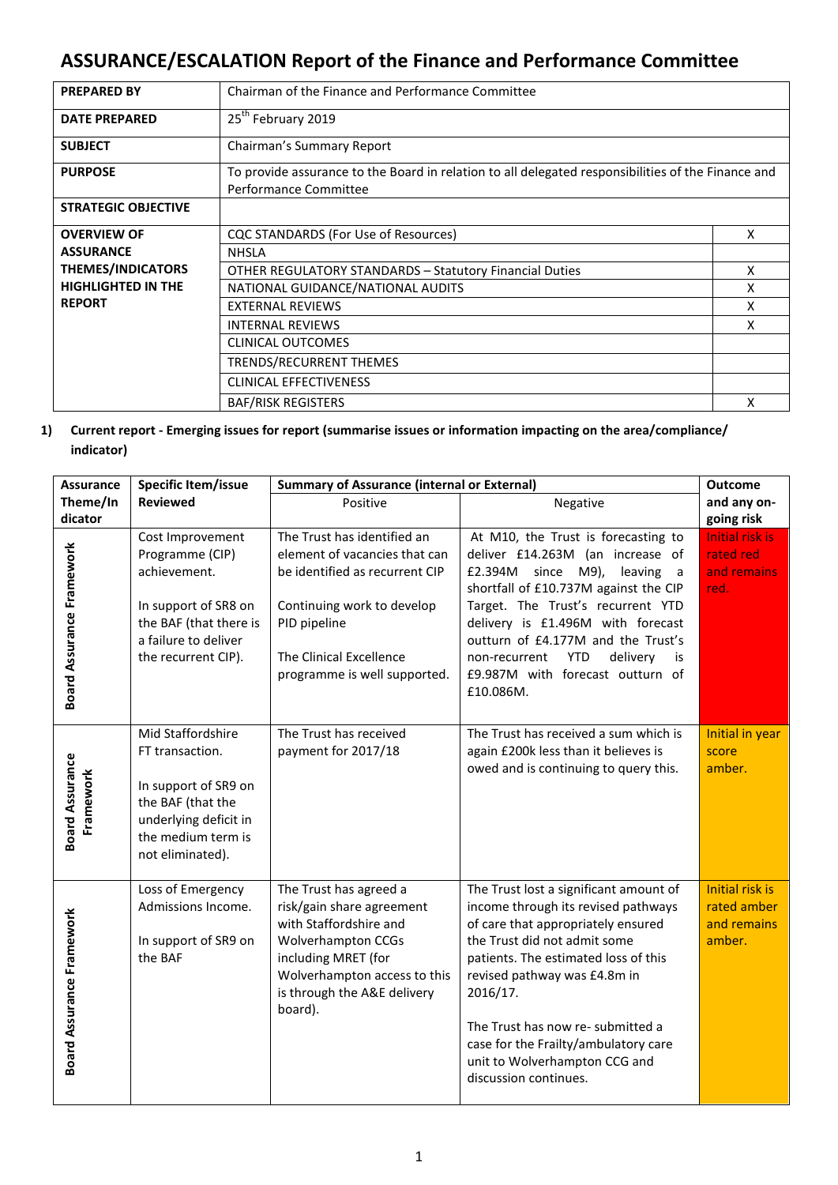# ASSURANCE/ESCALATION Report of the Finance and Performance Committee

| | | |
|---|---|---|
| **PREPARED BY** | Chairman of the Finance and Performance Committee | |
| **DATE PREPARED** | 25th February 2019 | |
| **SUBJECT** | Chairman's Summary Report | |
| **PURPOSE** | To provide assurance to the Board in relation to all delegated responsibilities of the Finance and Performance Committee | |
| **STRATEGIC OBJECTIVE** | | |
| **OVERVIEW OF ASSURANCE THEMES/INDICATORS HIGHLIGHTED IN THE REPORT** | CQC STANDARDS (For Use of Resources) | X |
| | NHSLA | |
| | OTHER REGULATORY STANDARDS – Statutory Financial Duties | X |
| | NATIONAL GUIDANCE/NATIONAL AUDITS | X |
| | EXTERNAL REVIEWS | X |
| | INTERNAL REVIEWS | X |
| | CLINICAL OUTCOMES | |
| | TRENDS/RECURRENT THEMES | |
| | CLINICAL EFFECTIVENESS | |
| | BAF/RISK REGISTERS | X |

**1) Current report - Emerging issues for report (summarise issues or information impacting on the area/compliance/ indicator)**

| Assurance Theme/Indicator | Specific Item/issue Reviewed | Summary of Assurance (internal or External) | | Outcome and any on-going risk |
|---|---|---|---|---|
| | | Positive | Negative | |
| Board Assurance Framework | Cost Improvement Programme (CIP) achievement.<br><br>In support of SR8 on the BAF (that there is a failure to deliver the recurrent CIP). | The Trust has identified an element of vacancies that can be identified as recurrent CIP<br><br>Continuing work to develop PID pipeline<br><br>The Clinical Excellence programme is well supported. | At M10, the Trust is forecasting to deliver £14.263M (an increase of £2.394M since M9), leaving a shortfall of £10.737M against the CIP Target. The Trust's recurrent YTD delivery is £1.496M with forecast outturn of £4.177M and the Trust's non-recurrent YTD delivery is £9.987M with forecast outturn of £10.086M. | Initial risk is rated red and remains red. |
| Board Assurance Framework | Mid Staffordshire FT transaction.<br><br>In support of SR9 on the BAF (that the underlying deficit in the medium term is not eliminated). | The Trust has received payment for 2017/18 | The Trust has received a sum which is again £200k less than it believes is owed and is continuing to query this. | Initial in year score amber. |
| Board Assurance Framework | Loss of Emergency Admissions Income.<br><br>In support of SR9 on the BAF | The Trust has agreed a risk/gain share agreement with Staffordshire and Wolverhampton CCGs including MRET (for Wolverhampton access to this is through the A&E delivery board). | The Trust lost a significant amount of income through its revised pathways of care that appropriately ensured the Trust did not admit some patients. The estimated loss of this revised pathway was £4.8m in 2016/17.<br><br>The Trust has now re- submitted a case for the Frailty/ambulatory care unit to Wolverhampton CCG and discussion continues. | Initial risk is rated amber and remains amber. |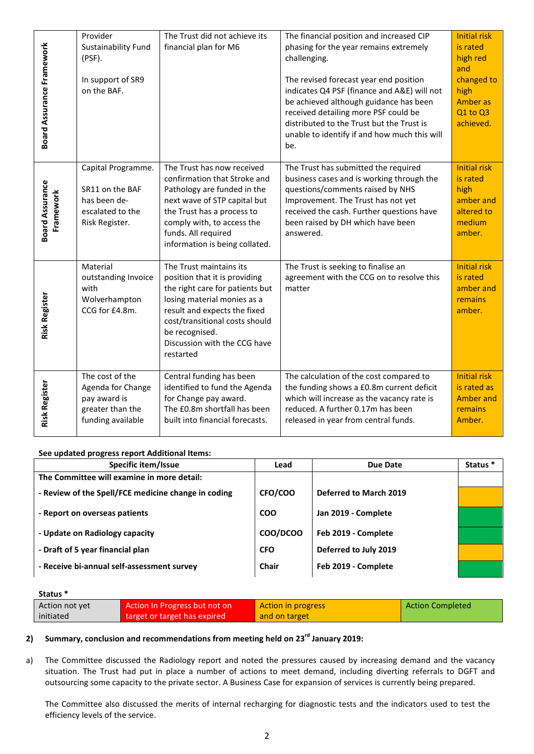| | | | | |
|---|---|---|---|---|
| Board Assurance Framework | Provider Sustainability Fund (PSF).<br><br>In support of SR9 on the BAF. | The Trust did not achieve its financial plan for M6 | The financial position and increased CIP phasing for the year remains extremely challenging.<br><br>The revised forecast year end position indicates Q4 PSF (finance and A&E) will not be achieved although guidance has been received detailing more PSF could be distributed to the Trust but the Trust is unable to identify if and how much this will be. | Initial risk is rated high red and changed to high Amber as Q1 to Q3 achieved. |
| Board Assurance Framework | Capital Programme.<br><br>SR11 on the BAF has been de-escalated to the Risk Register. | The Trust has now received confirmation that Stroke and Pathology are funded in the next wave of STP capital but the Trust has a process to comply with, to access the funds. All required information is being collated. | The Trust has submitted the required business cases and is working through the questions/comments raised by NHS Improvement. The Trust has not yet received the cash. Further questions have been raised by DH which have been answered. | Initial risk is rated high amber and altered to medium amber. |
| Risk Register | Material outstanding Invoice with Wolverhampton CCG for £4.8m. | The Trust maintains its position that it is providing the right care for patients but losing material monies as a result and expects the fixed cost/transitional costs should be recognised.<br>Discussion with the CCG have restarted | The Trust is seeking to finalise an agreement with the CCG on to resolve this matter | Initial risk is rated amber and remains amber. |
| Risk Register | The cost of the Agenda for Change pay award is greater than the funding available | Central funding has been identified to fund the Agenda for Change pay award.<br>The £0.8m shortfall has been built into financial forecasts. | The calculation of the cost compared to the funding shows a £0.8m current deficit which will increase as the vacancy rate is reduced. A further 0.17m has been released in year from central funds. | Initial risk is rated as Amber and remains Amber. |

**See updated progress report Additional Items:**

| Specific item/Issue | Lead | Due Date | Status * |
|---|---|---|---|
| **The Committee will examine in more detail:** | | | |
| **- Review of the Spell/FCE medicine change in coding** | **CFO/COO** | **Deferred to March 2019** | Action in progress and on target |
| **- Report on overseas patients** | **COO** | **Jan 2019 - Complete** | Action Completed |
| **- Update on Radiology capacity** | **COO/DCOO** | **Feb 2019 - Complete** | Action Completed |
| **- Draft of 5 year financial plan** | **CFO** | **Deferred to July 2019** | Action in progress and on target |
| **- Receive bi-annual self-assessment survey** | **Chair** | **Feb 2019 - Complete** | Action Completed |

**Status ***

| Action not yet initiated | Action In Progress but not on target or target has expired | Action in progress and on target | Action Completed |
|---|---|---|---|

**2) Summary, conclusion and recommendations from meeting held on 23rd January 2019:**

a) The Committee discussed the Radiology report and noted the pressures caused by increasing demand and the vacancy situation. The Trust had put in place a number of actions to meet demand, including diverting referrals to DGFT and outsourcing some capacity to the private sector. A Business Case for expansion of services is currently being prepared.

The Committee also discussed the merits of internal recharging for diagnostic tests and the indicators used to test the efficiency levels of the service.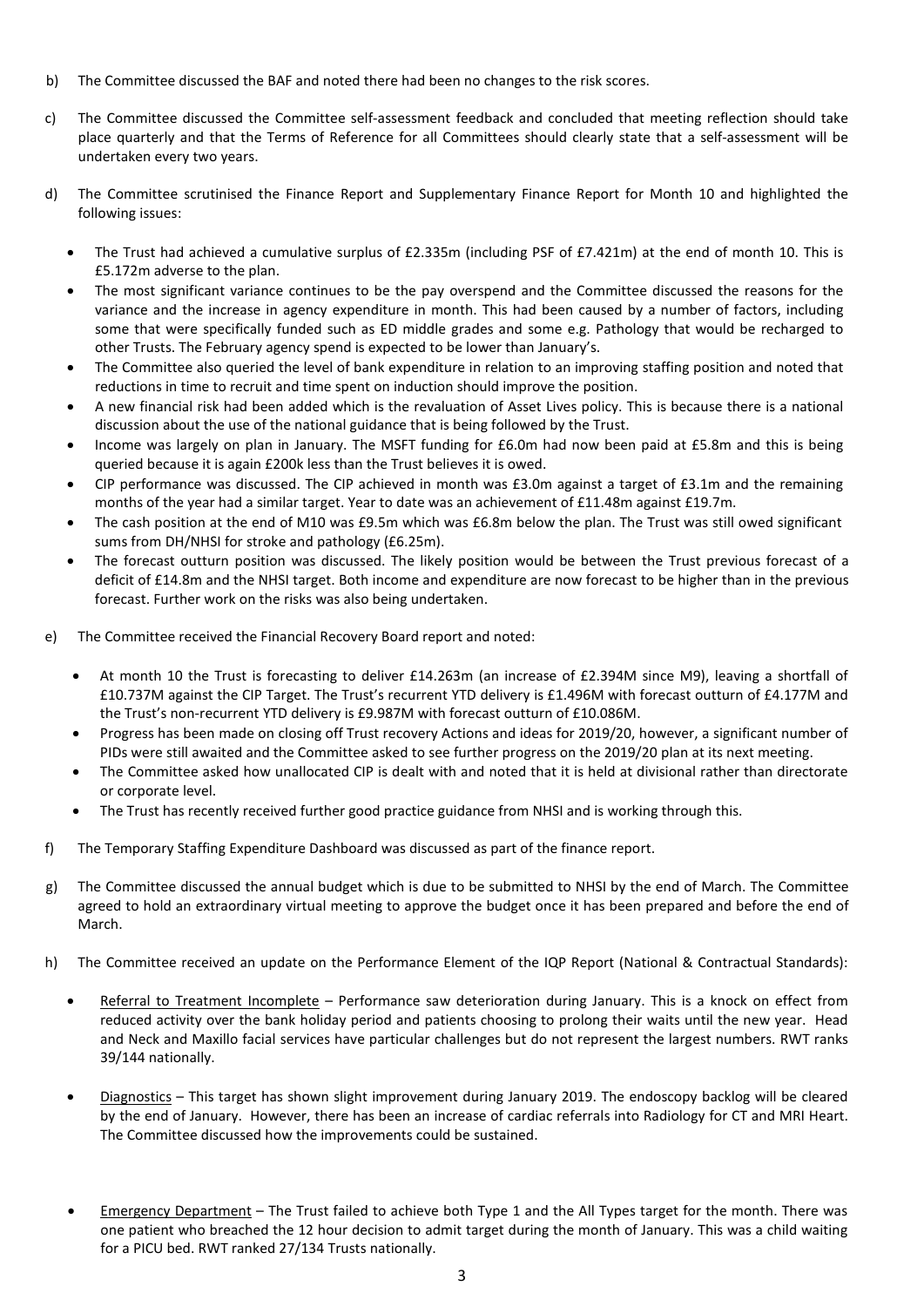b) The Committee discussed the BAF and noted there had been no changes to the risk scores.

c) The Committee discussed the Committee self-assessment feedback and concluded that meeting reflection should take place quarterly and that the Terms of Reference for all Committees should clearly state that a self-assessment will be undertaken every two years.

d) The Committee scrutinised the Finance Report and Supplementary Finance Report for Month 10 and highlighted the following issues:

- The Trust had achieved a cumulative surplus of £2.335m (including PSF of £7.421m) at the end of month 10. This is £5.172m adverse to the plan.
- The most significant variance continues to be the pay overspend and the Committee discussed the reasons for the variance and the increase in agency expenditure in month. This had been caused by a number of factors, including some that were specifically funded such as ED middle grades and some e.g. Pathology that would be recharged to other Trusts. The February agency spend is expected to be lower than January's.
- The Committee also queried the level of bank expenditure in relation to an improving staffing position and noted that reductions in time to recruit and time spent on induction should improve the position.
- A new financial risk had been added which is the revaluation of Asset Lives policy. This is because there is a national discussion about the use of the national guidance that is being followed by the Trust.
- Income was largely on plan in January. The MSFT funding for £6.0m had now been paid at £5.8m and this is being queried because it is again £200k less than the Trust believes it is owed.
- CIP performance was discussed. The CIP achieved in month was £3.0m against a target of £3.1m and the remaining months of the year had a similar target. Year to date was an achievement of £11.48m against £19.7m.
- The cash position at the end of M10 was £9.5m which was £6.8m below the plan. The Trust was still owed significant sums from DH/NHSI for stroke and pathology (£6.25m).
- The forecast outturn position was discussed. The likely position would be between the Trust previous forecast of a deficit of £14.8m and the NHSI target. Both income and expenditure are now forecast to be higher than in the previous forecast. Further work on the risks was also being undertaken.

e) The Committee received the Financial Recovery Board report and noted:

- At month 10 the Trust is forecasting to deliver £14.263m (an increase of £2.394M since M9), leaving a shortfall of £10.737M against the CIP Target. The Trust's recurrent YTD delivery is £1.496M with forecast outturn of £4.177M and the Trust's non-recurrent YTD delivery is £9.987M with forecast outturn of £10.086M.
- Progress has been made on closing off Trust recovery Actions and ideas for 2019/20, however, a significant number of PIDs were still awaited and the Committee asked to see further progress on the 2019/20 plan at its next meeting.
- The Committee asked how unallocated CIP is dealt with and noted that it is held at divisional rather than directorate or corporate level.
- The Trust has recently received further good practice guidance from NHSI and is working through this.

f) The Temporary Staffing Expenditure Dashboard was discussed as part of the finance report.

g) The Committee discussed the annual budget which is due to be submitted to NHSI by the end of March. The Committee agreed to hold an extraordinary virtual meeting to approve the budget once it has been prepared and before the end of March.

h) The Committee received an update on the Performance Element of the IQP Report (National & Contractual Standards):

- Referral to Treatment Incomplete – Performance saw deterioration during January. This is a knock on effect from reduced activity over the bank holiday period and patients choosing to prolong their waits until the new year. Head and Neck and Maxillo facial services have particular challenges but do not represent the largest numbers. RWT ranks 39/144 nationally.

- Diagnostics – This target has shown slight improvement during January 2019. The endoscopy backlog will be cleared by the end of January. However, there has been an increase of cardiac referrals into Radiology for CT and MRI Heart. The Committee discussed how the improvements could be sustained.

- Emergency Department – The Trust failed to achieve both Type 1 and the All Types target for the month. There was one patient who breached the 12 hour decision to admit target during the month of January. This was a child waiting for a PICU bed. RWT ranked 27/134 Trusts nationally.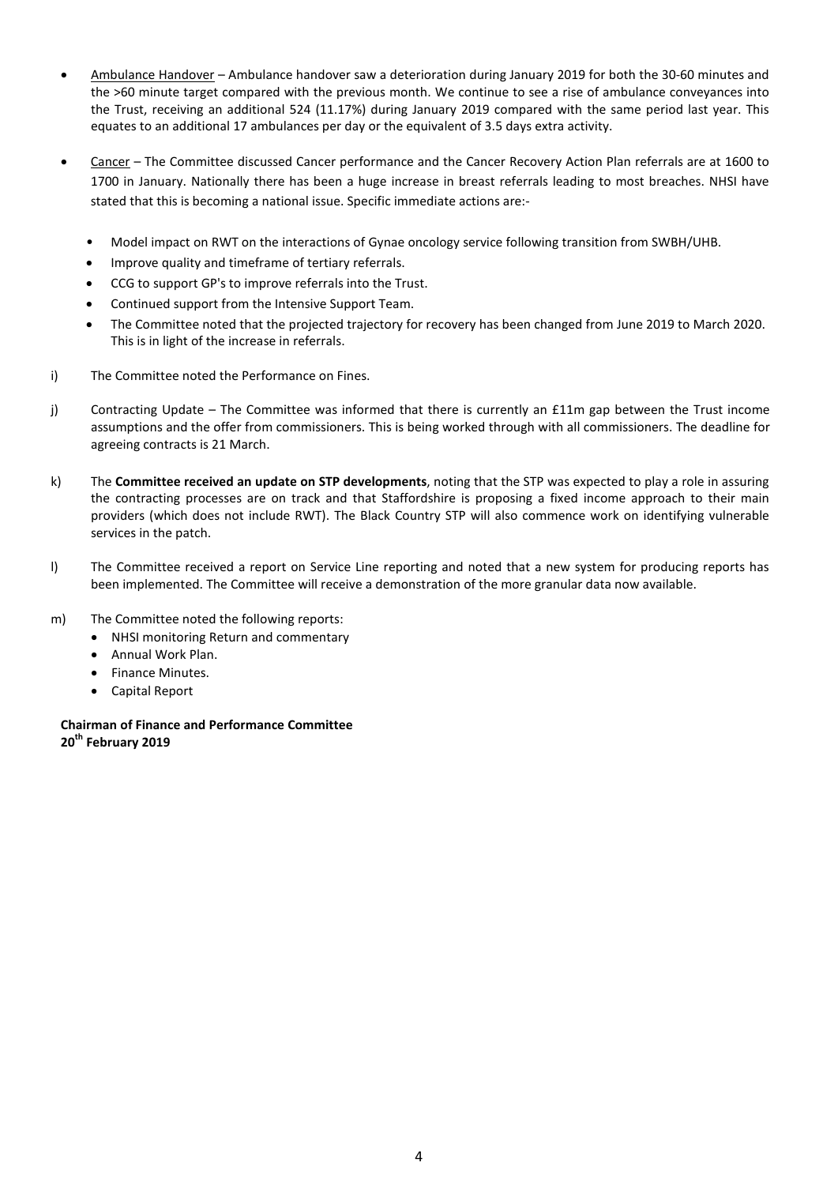- Ambulance Handover – Ambulance handover saw a deterioration during January 2019 for both the 30-60 minutes and the >60 minute target compared with the previous month. We continue to see a rise of ambulance conveyances into the Trust, receiving an additional 524 (11.17%) during January 2019 compared with the same period last year. This equates to an additional 17 ambulances per day or the equivalent of 3.5 days extra activity.

- Cancer – The Committee discussed Cancer performance and the Cancer Recovery Action Plan referrals are at 1600 to 1700 in January. Nationally there has been a huge increase in breast referrals leading to most breaches. NHSI have stated that this is becoming a national issue. Specific immediate actions are:-

  - Model impact on RWT on the interactions of Gynae oncology service following transition from SWBH/UHB.
  - Improve quality and timeframe of tertiary referrals.
  - CCG to support GP's to improve referrals into the Trust.
  - Continued support from the Intensive Support Team.
  - The Committee noted that the projected trajectory for recovery has been changed from June 2019 to March 2020. This is in light of the increase in referrals.

i) The Committee noted the Performance on Fines.

j) Contracting Update – The Committee was informed that there is currently an £11m gap between the Trust income assumptions and the offer from commissioners. This is being worked through with all commissioners. The deadline for agreeing contracts is 21 March.

k) The **Committee received an update on STP developments**, noting that the STP was expected to play a role in assuring the contracting processes are on track and that Staffordshire is proposing a fixed income approach to their main providers (which does not include RWT). The Black Country STP will also commence work on identifying vulnerable services in the patch.

l) The Committee received a report on Service Line reporting and noted that a new system for producing reports has been implemented. The Committee will receive a demonstration of the more granular data now available.

m) The Committee noted the following reports:
   - NHSI monitoring Return and commentary
   - Annual Work Plan.
   - Finance Minutes.
   - Capital Report

**Chairman of Finance and Performance Committee**
**20th February 2019**